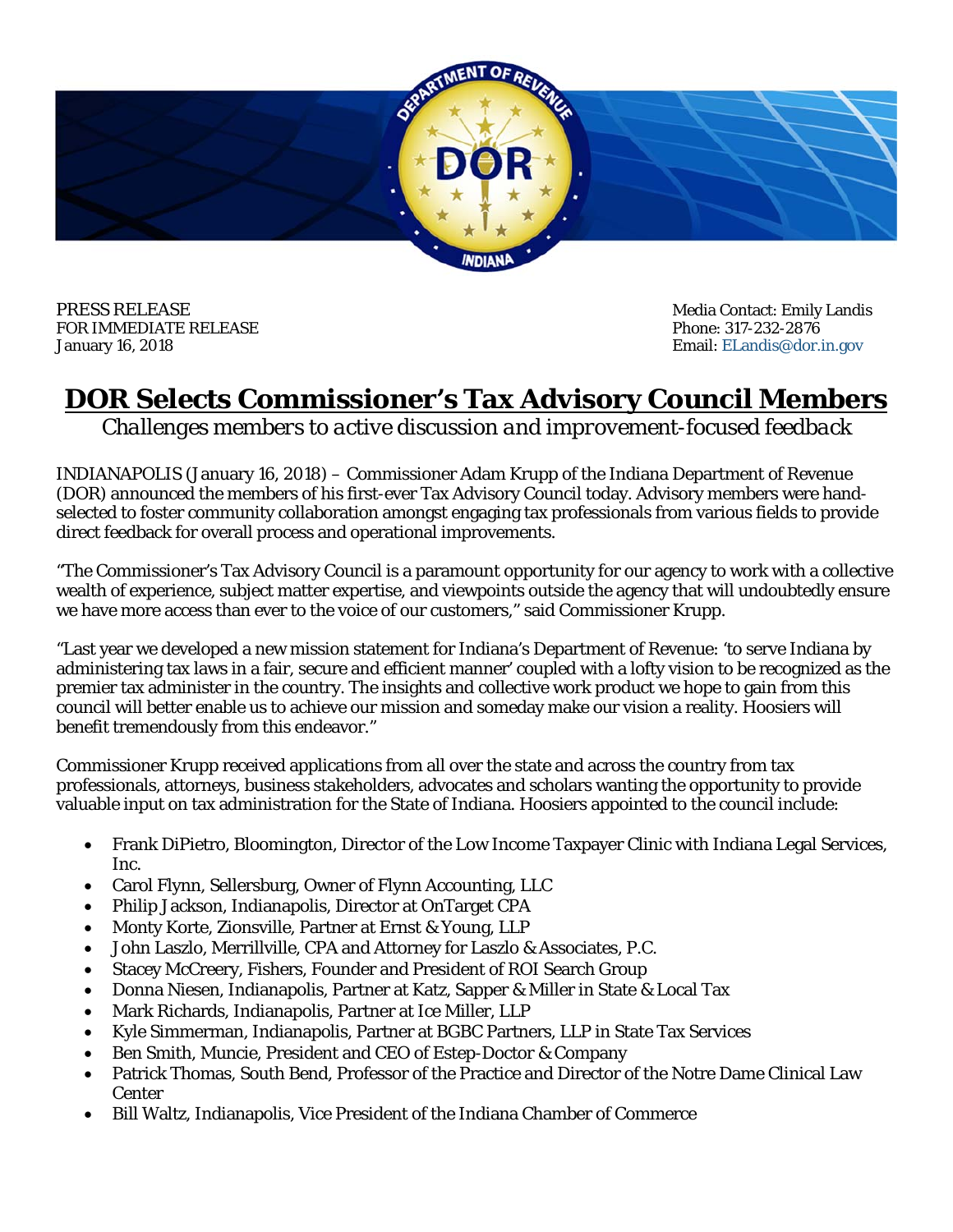PRESS RELEASE
FOR IMMEDIATE RELEASE
January 16, 2018

Media Contact: Emily Landis
Phone: 317-232-2876
Email: ELandis@dor.in.gov

# DOR Selects Commissioner's Tax Advisory Council Members

*Challenges members to active discussion and improvement-focused feedback*

INDIANAPOLIS (January 16, 2018) – Commissioner Adam Krupp of the Indiana Department of Revenue (DOR) announced the members of his first-ever Tax Advisory Council today. Advisory members were hand-selected to foster community collaboration amongst engaging tax professionals from various fields to provide direct feedback for overall process and operational improvements.

"The Commissioner's Tax Advisory Council is a paramount opportunity for our agency to work with a collective wealth of experience, subject matter expertise, and viewpoints outside the agency that will undoubtedly ensure we have more access than ever to the voice of our customers," said Commissioner Krupp.

"Last year we developed a new mission statement for Indiana's Department of Revenue: 'to serve Indiana by administering tax laws in a fair, secure and efficient manner' coupled with a lofty vision to be recognized as the premier tax administer in the country. The insights and collective work product we hope to gain from this council will better enable us to achieve our mission and someday make our vision a reality. Hoosiers will benefit tremendously from this endeavor."

Commissioner Krupp received applications from all over the state and across the country from tax professionals, attorneys, business stakeholders, advocates and scholars wanting the opportunity to provide valuable input on tax administration for the State of Indiana. Hoosiers appointed to the council include:

- Frank DiPietro, Bloomington, Director of the Low Income Taxpayer Clinic with Indiana Legal Services, Inc.
- Carol Flynn, Sellersburg, Owner of Flynn Accounting, LLC
- Philip Jackson, Indianapolis, Director at OnTarget CPA
- Monty Korte, Zionsville, Partner at Ernst & Young, LLP
- John Laszlo, Merrillville, CPA and Attorney for Laszlo & Associates, P.C.
- Stacey McCreery, Fishers, Founder and President of ROI Search Group
- Donna Niesen, Indianapolis, Partner at Katz, Sapper & Miller in State & Local Tax
- Mark Richards, Indianapolis, Partner at Ice Miller, LLP
- Kyle Simmerman, Indianapolis, Partner at BGBC Partners, LLP in State Tax Services
- Ben Smith, Muncie, President and CEO of Estep-Doctor & Company
- Patrick Thomas, South Bend, Professor of the Practice and Director of the Notre Dame Clinical Law Center
- Bill Waltz, Indianapolis, Vice President of the Indiana Chamber of Commerce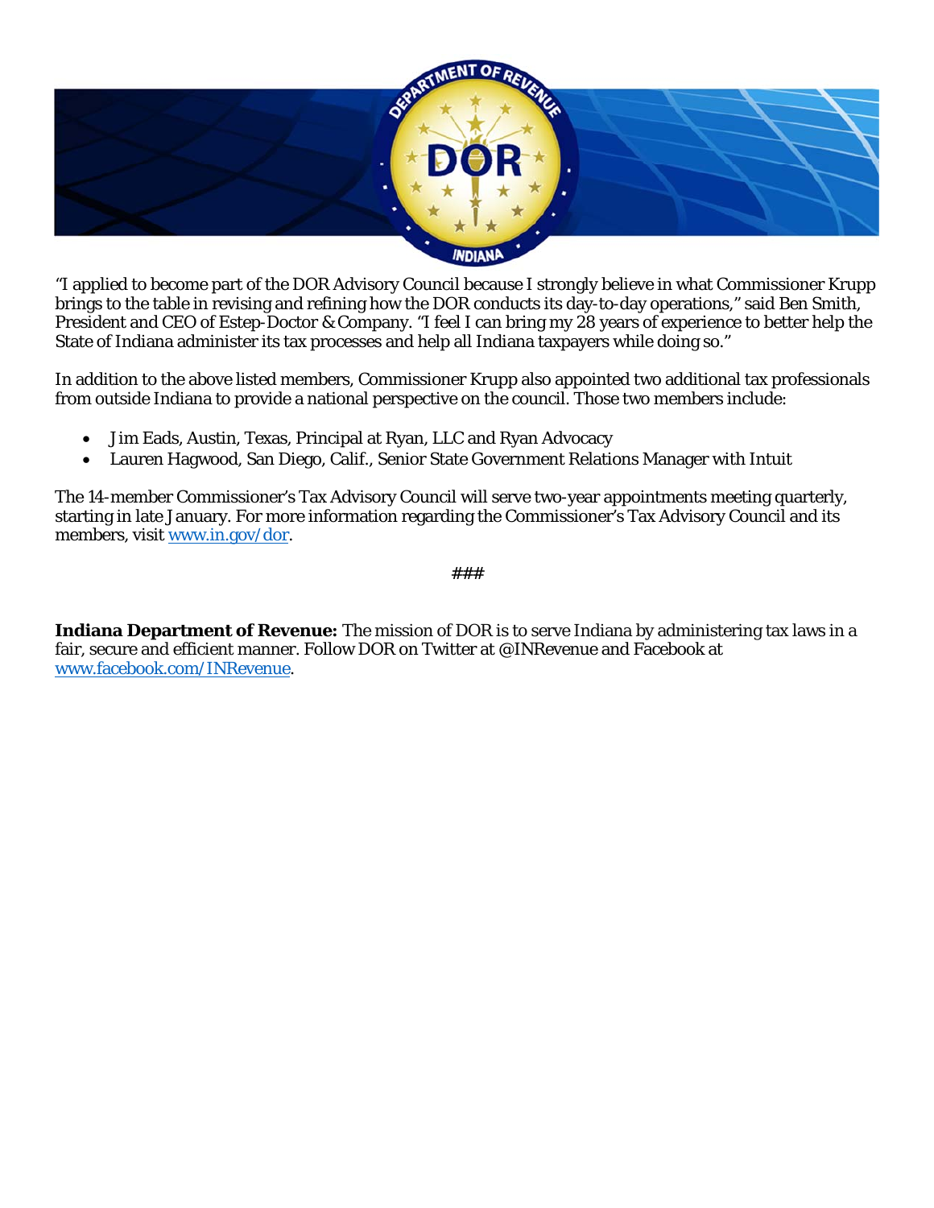"I applied to become part of the DOR Advisory Council because I strongly believe in what Commissioner Krupp brings to the table in revising and refining how the DOR conducts its day-to-day operations," said Ben Smith, President and CEO of Estep-Doctor & Company. "I feel I can bring my 28 years of experience to better help the State of Indiana administer its tax processes and help all Indiana taxpayers while doing so."

In addition to the above listed members, Commissioner Krupp also appointed two additional tax professionals from outside Indiana to provide a national perspective on the council. Those two members include:

- Jim Eads, Austin, Texas, Principal at Ryan, LLC and Ryan Advocacy
- Lauren Hagwood, San Diego, Calif., Senior State Government Relations Manager with Intuit

The 14-member Commissioner's Tax Advisory Council will serve two-year appointments meeting quarterly, starting in late January. For more information regarding the Commissioner's Tax Advisory Council and its members, visit www.in.gov/dor.

###

**Indiana Department of Revenue:** The mission of DOR is to serve Indiana by administering tax laws in a fair, secure and efficient manner. Follow DOR on Twitter at @INRevenue and Facebook at www.facebook.com/INRevenue.